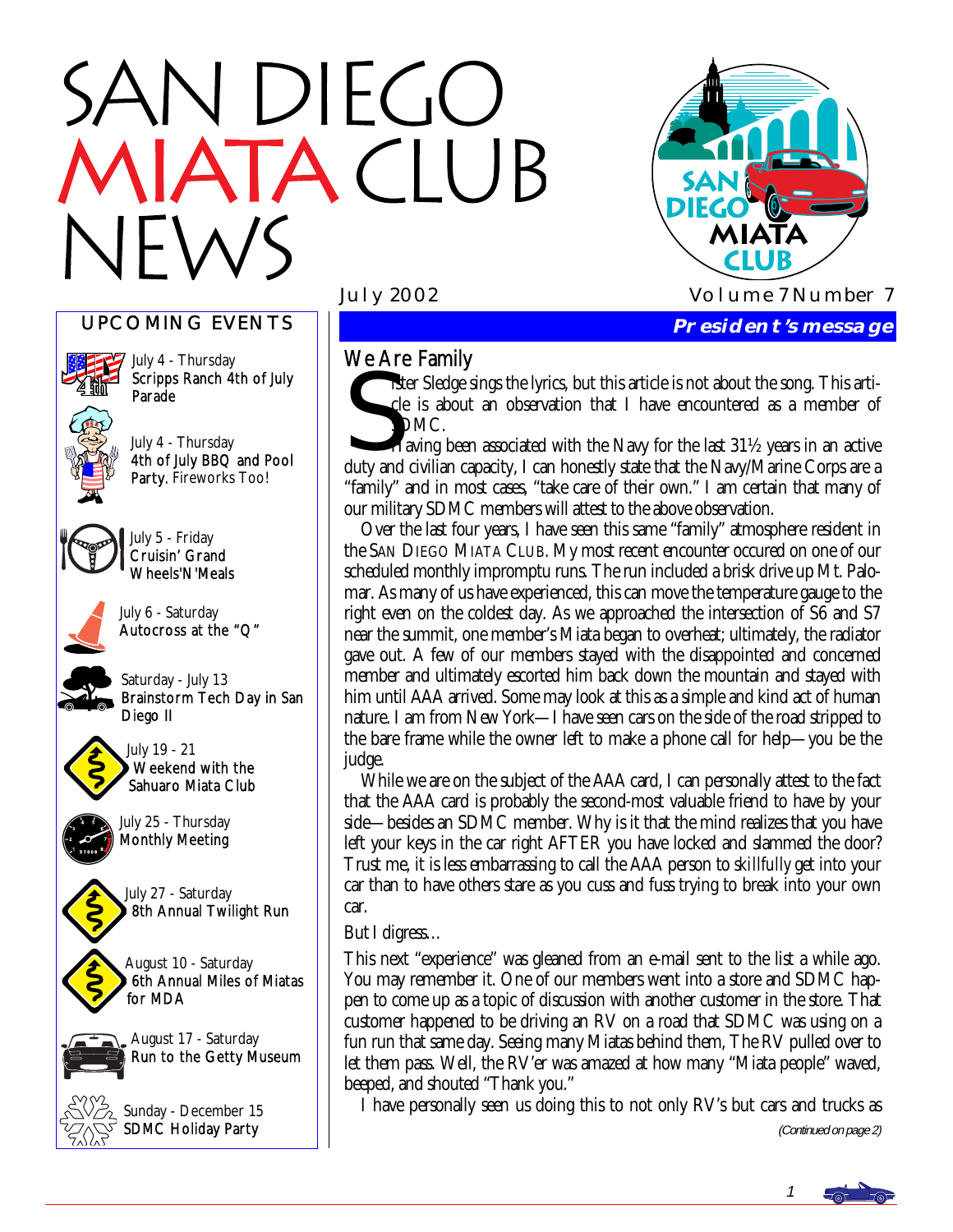# SAN DIEGO MIATA CLUB NEWS

July 2002 Volume 7 Number 7

## UPCOMING EVENTS

July 4 - Thursday
Scripps Ranch 4th of July Parade

July 4 - Thursday
4th of July BBQ and Pool Party. Fireworks Too!

July 5 - Friday
Cruisin' Grand Wheels'N'Meals

July 6 - Saturday
Autocross at the "Q"

Saturday - July 13
Brainstorm Tech Day in San Diego II

July 19 - 21
Weekend with the Sahuaro Miata Club

July 25 - Thursday
Monthly Meeting

July 27 - Saturday
8th Annual Twilight Run

August 10 - Saturday
6th Annual Miles of Miatas for MDA

August 17 - Saturday
Run to the Getty Museum

Sunday - December 15
SDMC Holiday Party

## President's message

### We Are Family

Sister Sledge sings the lyrics, but this article is not about the song. This article is about an observation that I have encountered as a member of SDMC.

Having been associated with the Navy for the last 31½ years in an active duty and civilian capacity, I can honestly state that the Navy/Marine Corps are a "family" and in most cases, "take care of their own." I am certain that many of our military SDMC members will attest to the above observation.

Over the last four years, I have seen this same "family" atmosphere resident in the SAN DIEGO MIATA CLUB. My most recent encounter occured on one of our scheduled monthly impromptu runs. The run included a brisk drive up Mt. Palomar. As many of us have experienced, this can move the temperature gauge to the right even on the coldest day. As we approached the intersection of S6 and S7 near the summit, one member's Miata began to overheat; ultimately, the radiator gave out. A few of our members stayed with the disappointed and concerned member and ultimately escorted him back down the mountain and stayed with him until AAA arrived. Some may look at this as a simple and kind act of human nature. I am from New York—I have seen cars on the side of the road stripped to the bare frame while the owner left to make a phone call for help—you be the judge.

While we are on the subject of the AAA card, I can personally attest to the fact that the AAA card is probably the second-most valuable friend to have by your side—besides an SDMC member. Why is it that the mind realizes that you have left your keys in the car right AFTER you have locked and slammed the door? Trust me, it is less embarrassing to call the AAA person to *skillfully* get into your car than to have others stare as you cuss and fuss trying to break into your own car.

But I digress...

This next "experience" was gleaned from an e-mail sent to the list a while ago. You may remember it. One of our members went into a store and SDMC happen to come up as a topic of discussion with another customer in the store. That customer happened to be driving an RV on a road that SDMC was using on a fun run that same day. Seeing many Miatas behind them, The RV pulled over to let them pass. Well, the RV'er was amazed at how many "Miata people" waved, beeped, and shouted "Thank you."

I have personally seen us doing this to not only RV's but cars and trucks as

*(Continued on page 2)*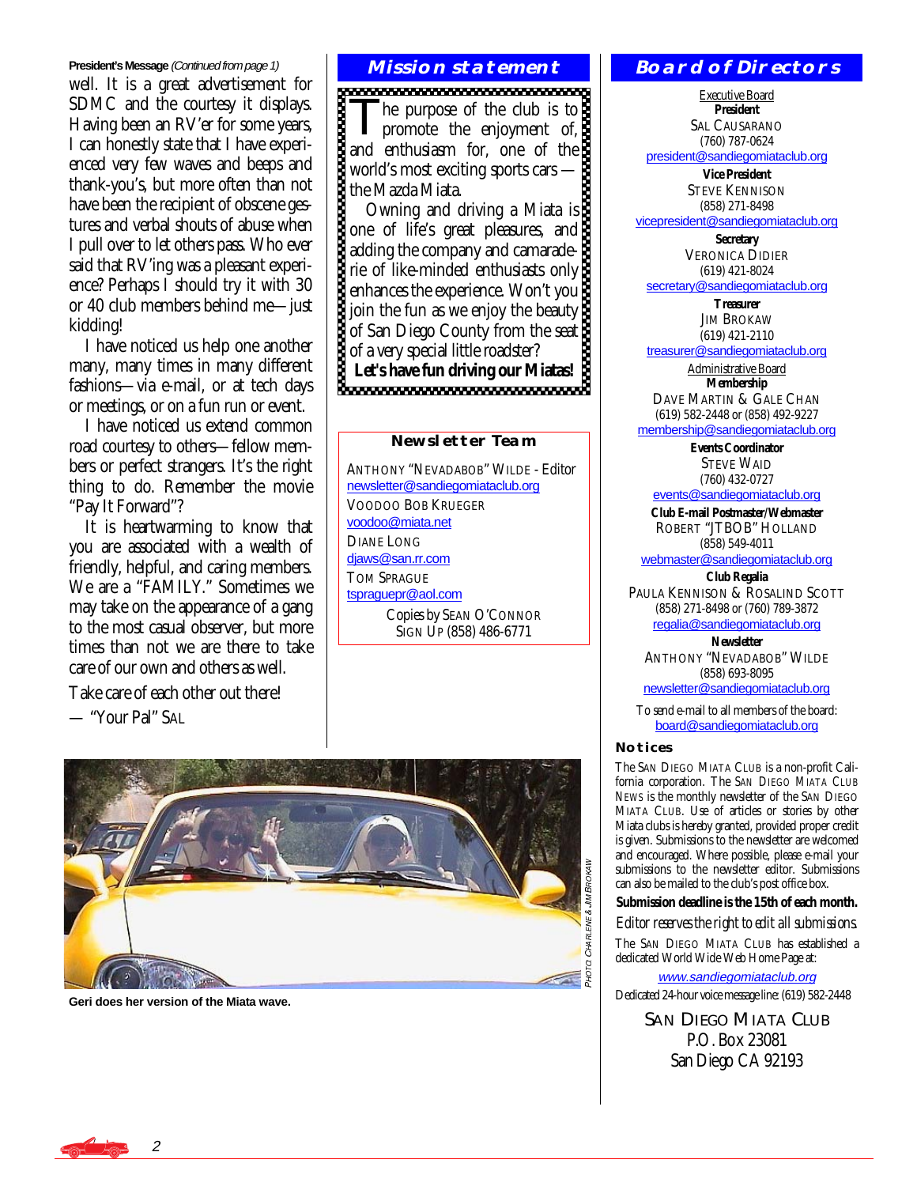**President's Message** *(Continued from page 1)*

well. It is a great advertisement for SDMC and the courtesy it displays. Having been an RV'er for some years, I can honestly state that I have experienced very few waves and beeps and thank-you's, but more often than not have been the recipient of obscene gestures and verbal shouts of abuse when I pull over to let others pass. Who ever said that RV'ing was a pleasant experience? Perhaps I should try it with 30 or 40 club members behind me—just kidding!

I have noticed us help one another many, many times in many different fashions—via e-mail, or at tech days or meetings, or on a fun run or event.

I have noticed us extend common road courtesy to others—fellow members or perfect strangers. It's the right thing to do. Remember the movie "Pay It Forward"?

It is heartwarming to know that you are associated with a wealth of friendly, helpful, and caring members. We are a "FAMILY." Sometimes we may take on the appearance of a gang to the most casual observer, but more times than not we are there to take care of our own and others as well.

Take care of each other out there!

— "Your Pal" SAL

## Mission statement

The purpose of the club is to promote the enjoyment of, and enthusiasm for, one of the world's most exciting sports cars — the Mazda Miata.

Owning and driving a Miata is one of life's great pleasures, and adding the company and camaraderie of like-minded enthusiasts only enhances the experience. Won't you join the fun as we enjoy the beauty of San Diego County from the seat of a very special little roadster?

**Let's have fun driving our Miatas!**

### Newsletter Team

ANTHONY "NEVADABOB" WILDE - Editor
newsletter@sandiegomiataclub.org

VOODOO BOB KRUEGER
voodoo@miata.net

DIANE LONG
djaws@san.rr.com

TOM SPRAGUE
tspraguepr@aol.com

Copies by SEAN O'CONNOR
SIGN UP (858) 486-6771

PHOTO: CHARLENE & JIM BROKAW

Geri does her version of the Miata wave.

## Board of Directors

Executive Board

**President**
SAL CAUSARANO
(760) 787-0624
president@sandiegomiataclub.org

**Vice President**
STEVE KENNISON
(858) 271-8498
vicepresident@sandiegomiataclub.org

**Secretary**
VERONICA DIDIER
(619) 421-8024
secretary@sandiegomiataclub.org

**Treasurer**
JIM BROKAW
(619) 421-2110
treasurer@sandiegomiataclub.org

Administrative Board

**Membership**
DAVE MARTIN & GALE CHAN
(619) 582-2448 or (858) 492-9227
membership@sandiegomiataclub.org

**Events Coordinator**
STEVE WAID
(760) 432-0727
events@sandiegomiataclub.org

**Club E-mail Postmaster/Webmaster**
ROBERT "JTBOB" HOLLAND
(858) 549-4011
webmaster@sandiegomiataclub.org

**Club Regalia**
PAULA KENNISON & ROSALIND SCOTT
(858) 271-8498 or (760) 789-3872
regalia@sandiegomiataclub.org

**Newsletter**
ANTHONY "NEVADABOB" WILDE
(858) 693-8095
newsletter@sandiegomiataclub.org

To send e-mail to all members of the board:
board@sandiegomiataclub.org

### Notices

The SAN DIEGO MIATA CLUB is a non-profit California corporation. The SAN DIEGO MIATA CLUB NEWS is the monthly newsletter of the SAN DIEGO MIATA CLUB. Use of articles or stories by other Miata clubs is hereby granted, provided proper credit is given. Submissions to the newsletter are welcomed and encouraged. Where possible, please e-mail your submissions to the newsletter editor. Submissions can also be mailed to the club's post office box.

**Submission deadline is the 15th of each month.**

*Editor reserves the right to edit all submissions.*

The SAN DIEGO MIATA CLUB has established a dedicated World Wide Web Home Page at:

*www.sandiegomiataclub.org*

Dedicated 24-hour voice message line: (619) 582-2448

SAN DIEGO MIATA CLUB
P.O. Box 23081
San Diego CA 92193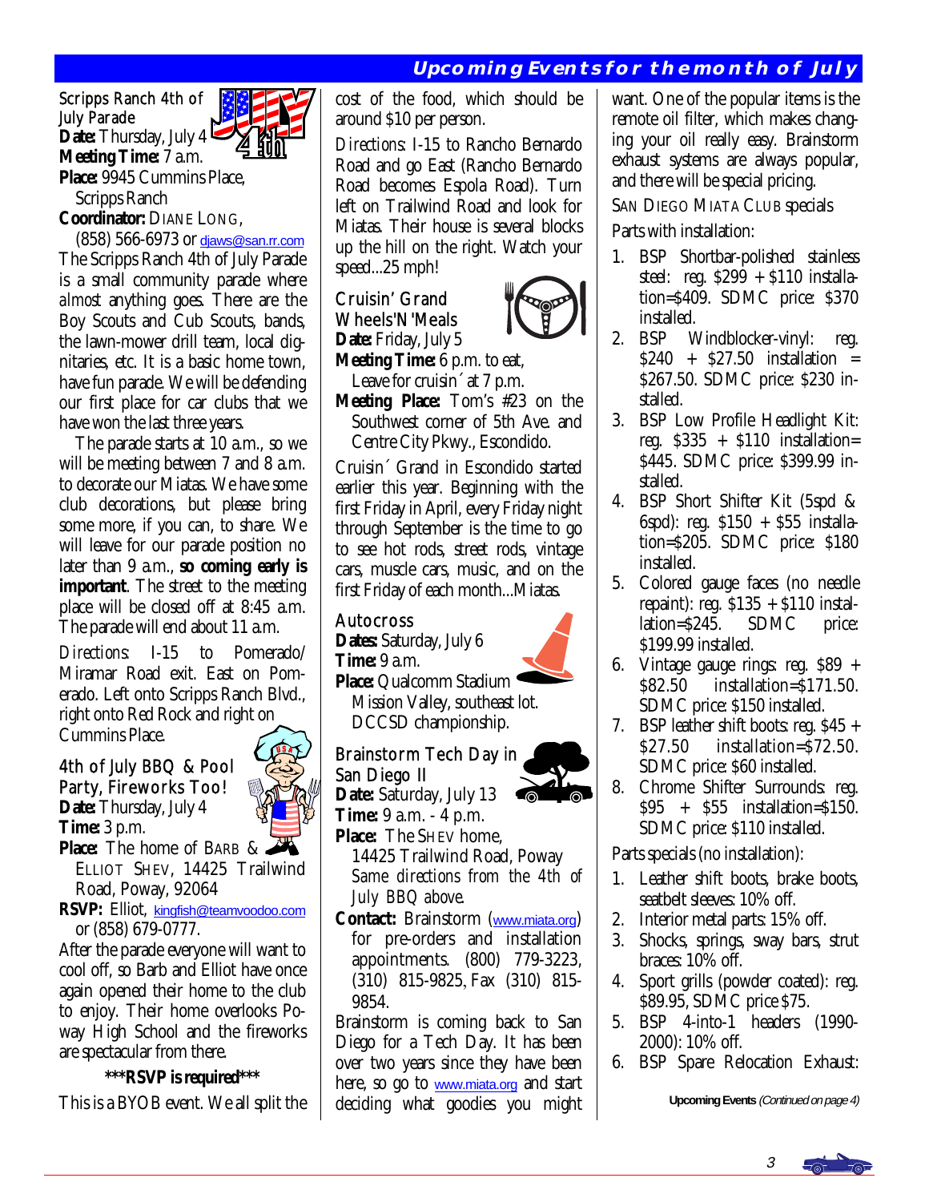## Upcoming Events for the month of July

### Scripps Ranch 4th of July Parade

**Date:** Thursday, July 4
**Meeting Time:** 7 a.m.
**Place:** 9945 Cummins Place, Scripps Ranch
**Coordinator:** DIANE LONG, (858) 566-6973 or djaws@san.rr.com

The Scripps Ranch 4th of July Parade is a small community parade where *almost* anything goes. There are the Boy Scouts and Cub Scouts, bands, the lawn-mower drill team, local dignitaries, etc. It is a basic home town, have fun parade. We will be defending our first place for car clubs that we have won the last three years.

The parade starts at 10 a.m., so we will be meeting between 7 and 8 a.m. to decorate our Miatas. We have some club decorations, but please bring some more, if you can, to share. We will leave for our parade position no later than 9 a.m., **so coming early is important**. The street to the meeting place will be closed off at 8:45 a.m. The parade will end about 11 a.m.

*Directions:* I-15 to Pomerado/Miramar Road exit. East on Pomerado. Left onto Scripps Ranch Blvd., right onto Red Rock and right on Cummins Place.

### 4th of July BBQ & Pool Party, Fireworks Too!

**Date:** Thursday, July 4
**Time:** 3 p.m.
**Place:** The home of BARB & ELLIOT SHEV, 14425 Trailwind Road, Poway, 92064
**RSVP:** Elliot, kingfish@teamvoodoo.com or (858) 679-0777.

After the parade everyone will want to cool off, so Barb and Elliot have once again opened their home to the club to enjoy. Their home overlooks Poway High School and the fireworks are spectacular from there.

**\*\*\*RSVP is required\*\*\***

This is a BYOB event. We all split the cost of the food, which should be around $10 per person.

*Directions:* I-15 to Rancho Bernardo Road and go East (Rancho Bernardo Road becomes Espola Road). Turn left on Trailwind Road and look for Miatas. Their house is several blocks up the hill on the right. Watch your speed...25 mph!

### Cruisin' Grand Wheels'N'Meals

**Date:** Friday, July 5
**Meeting Time:** 6 p.m. to eat, Leave for cruisin´ at 7 p.m.
**Meeting Place:** Tom's #23 on the Southwest corner of 5th Ave. and Centre City Pkwy., Escondido.

Cruisin´ Grand in Escondido started earlier this year. Beginning with the first Friday in April, every Friday night through September is the time to go to see hot rods, street rods, vintage cars, muscle cars, music, and on the first Friday of each month...Miatas.

### Autocross

**Dates:** Saturday, July 6
**Time:** 9 a.m.
**Place:** Qualcomm Stadium Mission Valley, southeast lot. DCCSD championship.

### Brainstorm Tech Day in San Diego II

**Date:** Saturday, July 13
**Time:** 9 a.m. - 4 p.m.
**Place:** The SHEV home, 14425 Trailwind Road, Poway *Same directions from the 4th of July BBQ above.*
**Contact:** Brainstorm (www.miata.org) for pre-orders and installation appointments. (800) 779-3223, (310) 815-9825, Fax (310) 815-9854.

Brainstorm is coming back to San Diego for a Tech Day. It has been over two years since they have been here, so go to www.miata.org and start deciding what goodies you might want. One of the popular items is the remote oil filter, which makes changing your oil really easy. Brainstorm exhaust systems are always popular, and there will be special pricing.

SAN DIEGO MIATA CLUB specials

Parts with installation:

1. BSP Shortbar-polished stainless steel: reg. $299 + $110 installation=$409. SDMC price: $370 installed.
2. BSP Windblocker-vinyl: reg. $240 + $27.50 installation = $267.50. SDMC price: $230 installed.
3. BSP Low Profile Headlight Kit: reg. $335 + $110 installation= $445. SDMC price: $399.99 installed.
4. BSP Short Shifter Kit (5spd & 6spd): reg. $150 + $55 installation=$205. SDMC price: $180 installed.
5. Colored gauge faces (no needle repaint): reg. $135 + $110 installation=$245. SDMC price: $199.99 installed.
6. Vintage gauge rings: reg. $89 + $82.50 installation=$171.50. SDMC price: $150 installed.
7. BSP leather shift boots: reg. $45 + $27.50 installation=$72.50. SDMC price: $60 installed.
8. Chrome Shifter Surrounds: reg. $95 + $55 installation=$150. SDMC price: $110 installed.

Parts specials (no installation):

1. Leather shift boots, brake boots, seatbelt sleeves: 10% off.
2. Interior metal parts: 15% off.
3. Shocks, springs, sway bars, strut braces: 10% off.
4. Sport grills (powder coated): reg. $89.95, SDMC price $75.
5. BSP 4-into-1 headers (1990-2000): 10% off.
6. BSP Spare Relocation Exhaust:

**Upcoming Events** *(Continued on page 4)*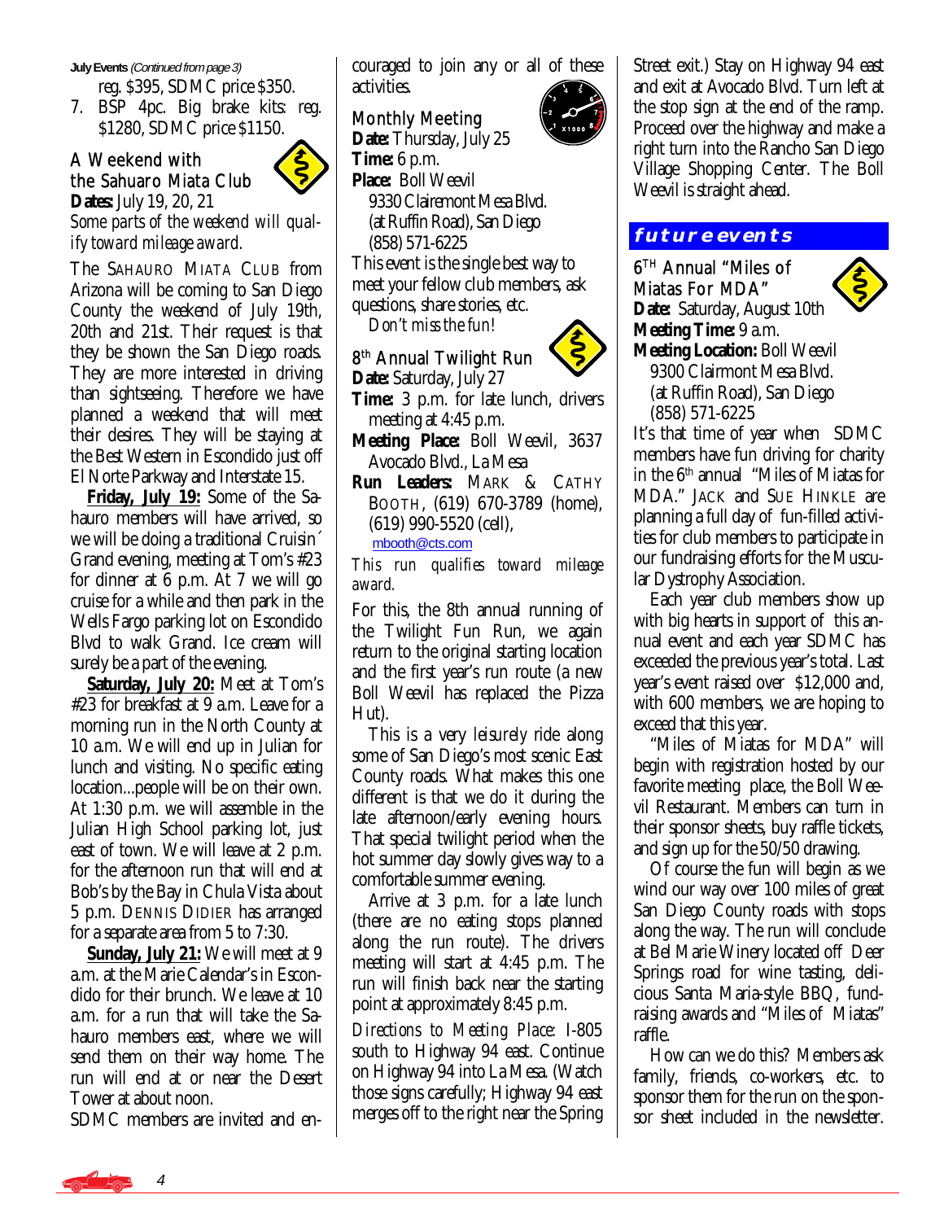**July Events** *(Continued from page 3)*

reg. $395, SDMC price $350.

7. BSP 4pc. Big brake kits: reg. $1280, SDMC price $1150.

### A Weekend with the Sahuaro Miata Club

**Dates:** July 19, 20, 21

*Some parts of the weekend will qualify toward mileage award.*

The SAHAURO MIATA CLUB from Arizona will be coming to San Diego County the weekend of July 19th, 20th and 21st. Their request is that they be shown the San Diego roads. They are more interested in driving than sightseeing. Therefore we have planned a weekend that will meet their desires. They will be staying at the Best Western in Escondido just off El Norte Parkway and Interstate 15.

**Friday, July 19:** Some of the Sahauro members will have arrived, so we will be doing a traditional Cruisin´ Grand evening, meeting at Tom's #23 for dinner at 6 p.m. At 7 we will go cruise for a while and then park in the Wells Fargo parking lot on Escondido Blvd to walk Grand. Ice cream will surely be a part of the evening.

**Saturday, July 20:** Meet at Tom's #23 for breakfast at 9 a.m. Leave for a morning run in the North County at 10 a.m. We will end up in Julian for lunch and visiting. No specific eating location...people will be on their own. At 1:30 p.m. we will assemble in the Julian High School parking lot, just east of town. We will leave at 2 p.m. for the afternoon run that will end at Bob's by the Bay in Chula Vista about 5 p.m. DENNIS DIDIER has arranged for a separate area from 5 to 7:30.

**Sunday, July 21:** We will meet at 9 a.m. at the Marie Calendar's in Escondido for their brunch. We leave at 10 a.m. for a run that will take the Sahauro members east, where we will send them on their way home. The run will end at or near the Desert Tower at about noon.

SDMC members are invited and encouraged to join any or all of these activities.

### Monthly Meeting

**Date:** Thursday, July 25
**Time:** 6 p.m.
**Place:** Boll Weevil
9330 Clairemont Mesa Blvd.
(at Ruffin Road), San Diego
(858) 571-6225

This event is the single best way to meet your fellow club members, ask questions, share stories, etc.

*Don't miss the fun!*

### 8th Annual Twilight Run

**Date:** Saturday, July 27
**Time:** 3 p.m. for late lunch, drivers meeting at 4:45 p.m.
**Meeting Place:** Boll Weevil, 3637 Avocado Blvd., La Mesa
**Run Leaders:** MARK & CATHY BOOTH, (619) 670-3789 (home), (619) 990-5520 (cell), mbooth@cts.com

*This run qualifies toward mileage award.*

For this, the 8th annual running of the Twilight Fun Run, we again return to the original starting location and the first year's run route (a new Boll Weevil has replaced the Pizza Hut).

This is a very leisurely ride along some of San Diego's most scenic East County roads. What makes this one different is that we do it during the late afternoon/early evening hours. That special twilight period when the hot summer day slowly gives way to a comfortable summer evening.

Arrive at 3 p.m. for a late lunch (there are no eating stops planned along the run route). The drivers meeting will start at 4:45 p.m. The run will finish back near the starting point at approximately 8:45 p.m.

*Directions to Meeting Place:* I-805 south to Highway 94 east. Continue on Highway 94 into La Mesa. (Watch those signs carefully; Highway 94 east merges off to the right near the Spring Street exit.) Stay on Highway 94 east and exit at Avocado Blvd. Turn left at the stop sign at the end of the ramp. Proceed over the highway and make a right turn into the Rancho San Diego Village Shopping Center. The Boll Weevil is straight ahead.

## future events

### 6TH Annual "Miles of Miatas For MDA"

**Date:** Saturday, August 10th
**Meeting Time:** 9 a.m.
**Meeting Location:** Boll Weevil
9300 Clairmont Mesa Blvd.
(at Ruffin Road), San Diego
(858) 571-6225

It's that time of year when SDMC members have fun driving for charity in the 6th annual "Miles of Miatas for MDA." JACK and SUE HINKLE are planning a full day of fun-filled activities for club members to participate in our fundraising efforts for the Muscular Dystrophy Association.

Each year club members show up with big hearts in support of this annual event and each year SDMC has exceeded the previous year's total. Last year's event raised over $12,000 and, with 600 members, we are hoping to exceed that this year.

"Miles of Miatas for MDA" will begin with registration hosted by our favorite meeting place, the Boll Weevil Restaurant. Members can turn in their sponsor sheets, buy raffle tickets, and sign up for the 50/50 drawing.

Of course the fun will begin as we wind our way over 100 miles of great San Diego County roads with stops along the way. The run will conclude at Bel Marie Winery located off Deer Springs road for wine tasting, delicious Santa Maria-style BBQ, fundraising awards and "Miles of Miatas" raffle.

How can we do this? Members ask family, friends, co-workers, etc. to sponsor them for the run on the sponsor sheet included in the newsletter.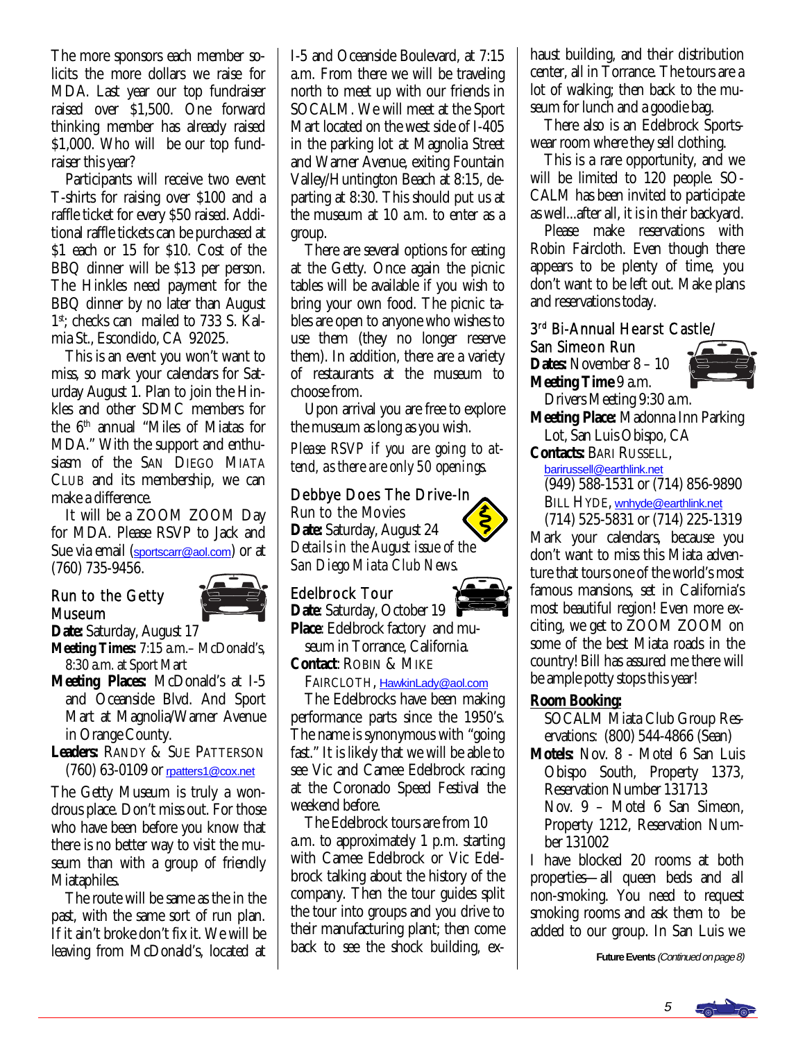The more sponsors each member solicits the more dollars we raise for MDA. Last year our top fundraiser raised over $1,500. One forward thinking member has already raised $1,000. Who will be our top fundraiser this year?

Participants will receive two event T-shirts for raising over $100 and a raffle ticket for every $50 raised. Additional raffle tickets can be purchased at $1 each or 15 for $10. Cost of the BBQ dinner will be $13 per person. The Hinkles need payment for the BBQ dinner by no later than August 1st; checks can mailed to 733 S. Kalmia St., Escondido, CA 92025.

This is an event you won't want to miss, so mark your calendars for Saturday August 1. Plan to join the Hinkles and other SDMC members for the 6th annual "Miles of Miatas for MDA." With the support and enthusiasm of the SAN DIEGO MIATA CLUB and its membership, we can make a difference.

It will be a ZOOM ZOOM Day for MDA. Please RSVP to Jack and Sue via email (sportscarr@aol.com) or at (760) 735-9456.

### Run to the Getty Museum

**Date:** Saturday, August 17

**Meeting Times:** 7:15 a.m.– McDonald's, 8:30 a.m. at Sport Mart

**Meeting Places:** McDonald's at I-5 and Oceanside Blvd. And Sport Mart at Magnolia/Warner Avenue in Orange County.

**Leaders:** RANDY & SUE PATTERSON (760) 63-0109 or rpatters1@cox.net

The Getty Museum is truly a wondrous place. Don't miss out. For those who have been before you know that there is no better way to visit the museum than with a group of friendly Miataphiles.

The route will be same as the in the past, with the same sort of run plan. If it ain't broke don't fix it. We will be leaving from McDonald's, located at I-5 and Oceanside Boulevard, at 7:15 a.m. From there we will be traveling north to meet up with our friends in SOCALM. We will meet at the Sport Mart located on the west side of I-405 in the parking lot at Magnolia Street and Warner Avenue, exiting Fountain Valley/Huntington Beach at 8:15, departing at 8:30. This should put us at the museum at 10 a.m. to enter as a group.

There are several options for eating at the Getty. Once again the picnic tables will be available if you wish to bring your own food. The picnic tables are open to anyone who wishes to use them (they no longer reserve them). In addition, there are a variety of restaurants at the museum to choose from.

Upon arrival you are free to explore the museum as long as you wish.

*Please RSVP if you are going to attend, as there are only 50 openings.*

### Debbye Does The Drive-In

Run to the Movies

**Date:** Saturday, August 24

*Details in the August issue of the San Diego Miata Club News.*

### Edelbrock Tour

**Date**: Saturday, October 19

**Place**: Edelbrock factory and museum in Torrance, California.

**Contact**: ROBIN & MIKE FAIRCLOTH, HawkinLady@aol.com

The Edelbrocks have been making performance parts since the 1950's. The name is synonymous with "going fast." It is likely that we will be able to see Vic and Camee Edelbrock racing at the Coronado Speed Festival the weekend before.

The Edelbrock tours are from 10 a.m. to approximately 1 p.m. starting with Camee Edelbrock or Vic Edelbrock talking about the history of the company. Then the tour guides split the tour into groups and you drive to their manufacturing plant; then come back to see the shock building, exhaust building, and their distribution center, all in Torrance. The tours are a lot of walking; then back to the museum for lunch and a goodie bag.

There also is an Edelbrock Sportswear room where they sell clothing.

This is a rare opportunity, and we will be limited to 120 people. SOCALM has been invited to participate as well...after all, it is in their backyard.

Please make reservations with Robin Faircloth. Even though there appears to be plenty of time, you don't want to be left out. Make plans and reservations today.

### 3rd Bi-Annual Hearst Castle/ San Simeon Run

**Dates:** November 8 – 10

**Meeting Time** 9 a.m.

Drivers Meeting 9:30 a.m.

**Meeting Place:** Madonna Inn Parking Lot, San Luis Obispo, CA

**Contacts:** BARI RUSSELL, barirussell@earthlink.net (949) 588-1531 or (714) 856-9890

BILL HYDE, wnhyde@earthlink.net (714) 525-5831 or (714) 225-1319

Mark your calendars, because you don't want to miss this Miata adventure that tours one of the world's most famous mansions, set in California's most beautiful region! Even more exciting, we get to ZOOM ZOOM on some of the best Miata roads in the country! Bill has assured me there will be ample potty stops this year!

**Room Booking:**

SOCALM Miata Club Group Reservations: (800) 544-4866 (Sean)

**Motels:** Nov. 8 - Motel 6 San Luis Obispo South, Property 1373, Reservation Number 131713

Nov. 9 – Motel 6 San Simeon, Property 1212, Reservation Number 131002

I have blocked 20 rooms at both properties—all queen beds and all non-smoking. You need to request smoking rooms and ask them to be added to our group. In San Luis we

**Future Events** *(Continued on page 8)*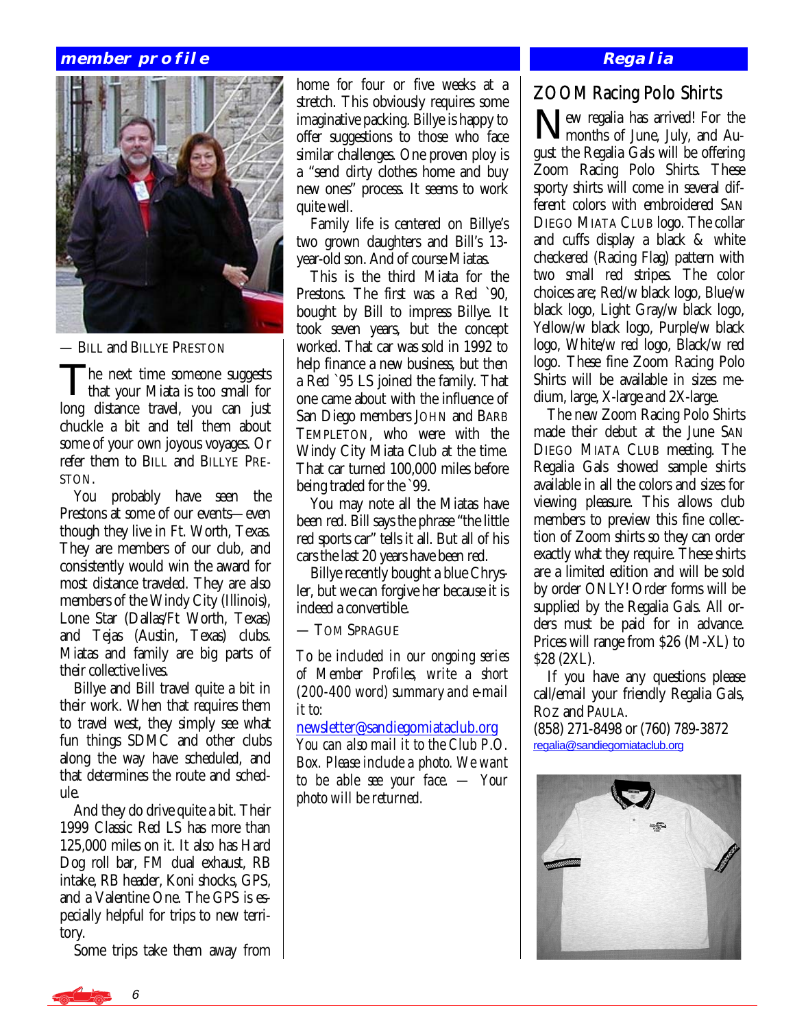## member profile

— BILL and BILLYE PRESTON

The next time someone suggests that your Miata is too small for long distance travel, you can just chuckle a bit and tell them about some of your own joyous voyages. Or refer them to BILL and BILLYE PRESTON.

You probably have seen the Prestons at some of our events—even though they live in Ft. Worth, Texas. They are members of our club, and consistently would win the award for most distance traveled. They are also members of the Windy City (Illinois), Lone Star (Dallas/Ft Worth, Texas) and Tejas (Austin, Texas) clubs. Miatas and family are big parts of their collective lives.

Billye and Bill travel quite a bit in their work. When that requires them to travel west, they simply see what fun things SDMC and other clubs along the way have scheduled, and that determines the route and schedule.

And they do drive quite a bit. Their 1999 Classic Red LS has more than 125,000 miles on it. It also has Hard Dog roll bar, FM dual exhaust, RB intake, RB header, Koni shocks, GPS, and a Valentine One. The GPS is especially helpful for trips to new territory.

Some trips take them away from home for four or five weeks at a stretch. This obviously requires some imaginative packing. Billye is happy to offer suggestions to those who face similar challenges. One proven ploy is a "send dirty clothes home and buy new ones" process. It seems to work quite well.

Family life is centered on Billye's two grown daughters and Bill's 13-year-old son. And of course Miatas.

This is the third Miata for the Prestons. The first was a Red `90, bought by Bill to impress Billye. It took seven years, but the concept worked. That car was sold in 1992 to help finance a new business, but then a Red `95 LS joined the family. That one came about with the influence of San Diego members JOHN and BARB TEMPLETON, who were with the Windy City Miata Club at the time. That car turned 100,000 miles before being traded for the `99.

You may note all the Miatas have been red. Bill says the phrase "the little red sports car" tells it all. But all of his cars the last 20 years have been red.

Billye recently bought a blue Chrysler, but we can forgive her because it is indeed a convertible.

— TOM SPRAGUE

*To be included in our ongoing series of Member Profiles, write a short (200-400 word) summary and e-mail it to:*

newsletter@sandiegomiataclub.org

*You can also mail it to the Club P.O. Box. Please include a photo. We want to be able see your face. — Your photo will be returned.*

## Regalia

### ZOOM Racing Polo Shirts

New regalia has arrived! For the months of June, July, and August the Regalia Gals will be offering Zoom Racing Polo Shirts. These sporty shirts will come in several different colors with embroidered SAN DIEGO MIATA CLUB logo. The collar and cuffs display a black & white checkered (Racing Flag) pattern with two small red stripes. The color choices are; Red/w black logo, Blue/w black logo, Light Gray/w black logo, Yellow/w black logo, Purple/w black logo, White/w red logo, Black/w red logo. These fine Zoom Racing Polo Shirts will be available in sizes medium, large, X-large and 2X-large.

The new Zoom Racing Polo Shirts made their debut at the June SAN DIEGO MIATA CLUB meeting. The Regalia Gals showed sample shirts available in all the colors and sizes for viewing pleasure. This allows club members to preview this fine collection of Zoom shirts so they can order exactly what they require. These shirts are a limited edition and will be sold by order ONLY! Order forms will be supplied by the Regalia Gals. All orders must be paid for in advance. Prices will range from $26 (M-XL) to $28 (2XL).

If you have any questions please call/email your friendly Regalia Gals, ROZ and PAULA.
(858) 271-8498 or (760) 789-3872
regalia@sandiegomiataclub.org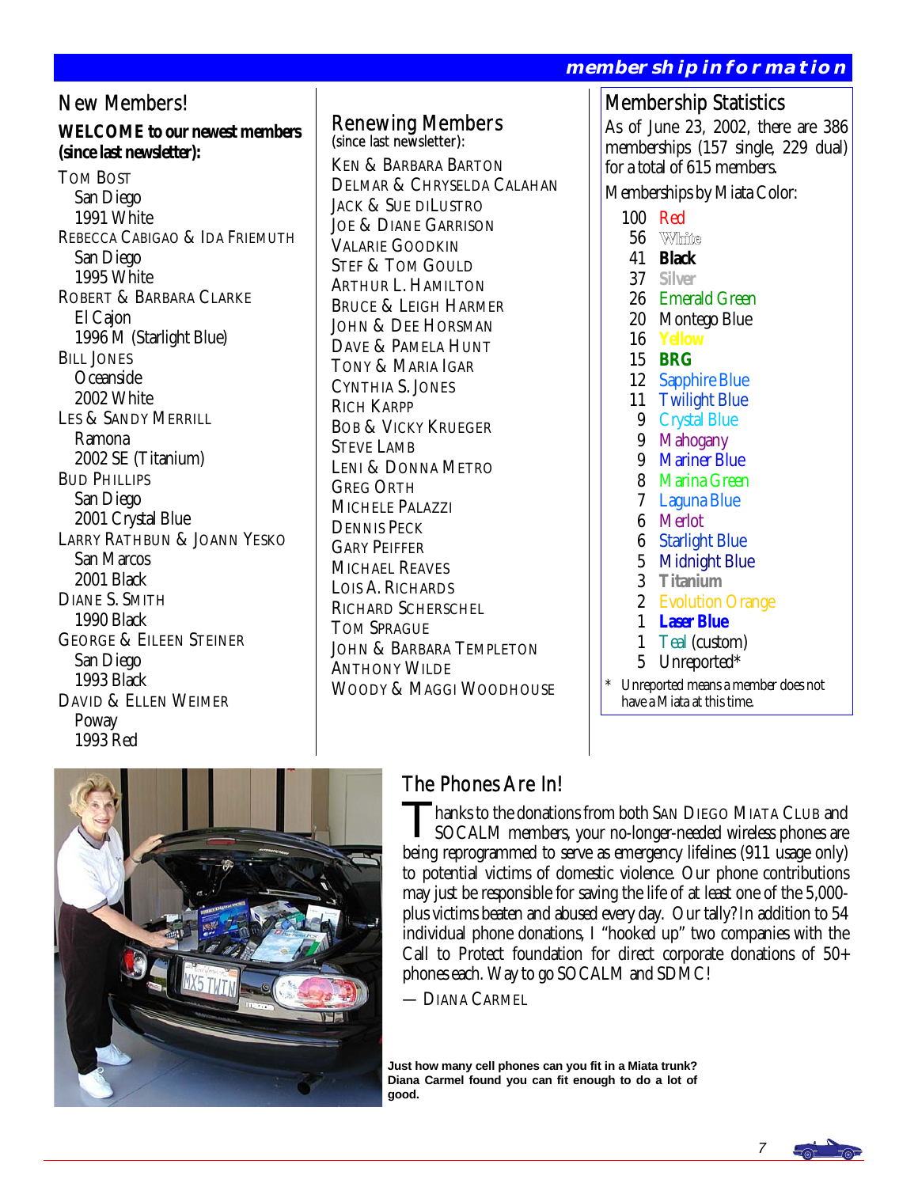## membership information

## New Members!

**WELCOME to our newest members (since last newsletter):**

TOM BOST
San Diego
1991 White

REBECCA CABIGAO & IDA FRIEMUTH
San Diego
1995 White

ROBERT & BARBARA CLARKE
El Cajon
1996 M (Starlight Blue)

BILL JONES
Oceanside
2002 White

LES & SANDY MERRILL
Ramona
2002 SE (Titanium)

BUD PHILLIPS
San Diego
2001 Crystal Blue

LARRY RATHBUN & JOANN YESKO
San Marcos
2001 Black

DIANE S. SMITH
1990 Black

GEORGE & EILEEN STEINER
San Diego
1993 Black

DAVID & ELLEN WEIMER
Poway
1993 Red

## Renewing Members

(since last newsletter):

KEN & BARBARA BARTON
DELMAR & CHRYSELDA CALAHAN
JACK & SUE DILUSTRO
JOE & DIANE GARRISON
VALARIE GOODKIN
STEF & TOM GOULD
ARTHUR L. HAMILTON
BRUCE & LEIGH HARMER
JOHN & DEE HORSMAN
DAVE & PAMELA HUNT
TONY & MARIA IGAR
CYNTHIA S. JONES
RICH KARPP
BOB & VICKY KRUEGER
STEVE LAMB
LENI & DONNA METRO
GREG ORTH
MICHELE PALAZZI
DENNIS PECK
GARY PEIFFER
MICHAEL REAVES
LOIS A. RICHARDS
RICHARD SCHERSCHEL
TOM SPRAGUE
JOHN & BARBARA TEMPLETON
ANTHONY WILDE
WOODY & MAGGI WOODHOUSE

## Membership Statistics

As of June 23, 2002, there are 386 memberships (157 single, 229 dual) for a total of 615 members.

Memberships by Miata Color:

100 Red
56 White
41 **Black**
37 **Silver**
26 Emerald Green
20 Montego Blue
16 **Yellow**
15 **BRG**
12 Sapphire Blue
11 Twilight Blue
9 Crystal Blue
9 Mahogany
9 Mariner Blue
8 Marina Green
7 Laguna Blue
6 Merlot
6 Starlight Blue
5 Midnight Blue
3 **Titanium**
2 Evolution Orange
1 **Laser Blue**
1 Teal (custom)
5 Unreported*

\* Unreported means a member does not have a Miata at this time.

## The Phones Are In!

Thanks to the donations from both SAN DIEGO MIATA CLUB and SOCALM members, your no-longer-needed wireless phones are being reprogrammed to serve as emergency lifelines (911 usage only) to potential victims of domestic violence. Our phone contributions may just be responsible for saving the life of at least one of the 5,000-plus victims beaten and abused every day. Our tally? In addition to 54 individual phone donations, I "hooked up" two companies with the Call to Protect foundation for direct corporate donations of 50+ phones each. Way to go SOCALM and SDMC!

— DIANA CARMEL

**Just how many cell phones can you fit in a Miata trunk? Diana Carmel found you can fit enough to do a lot of good.**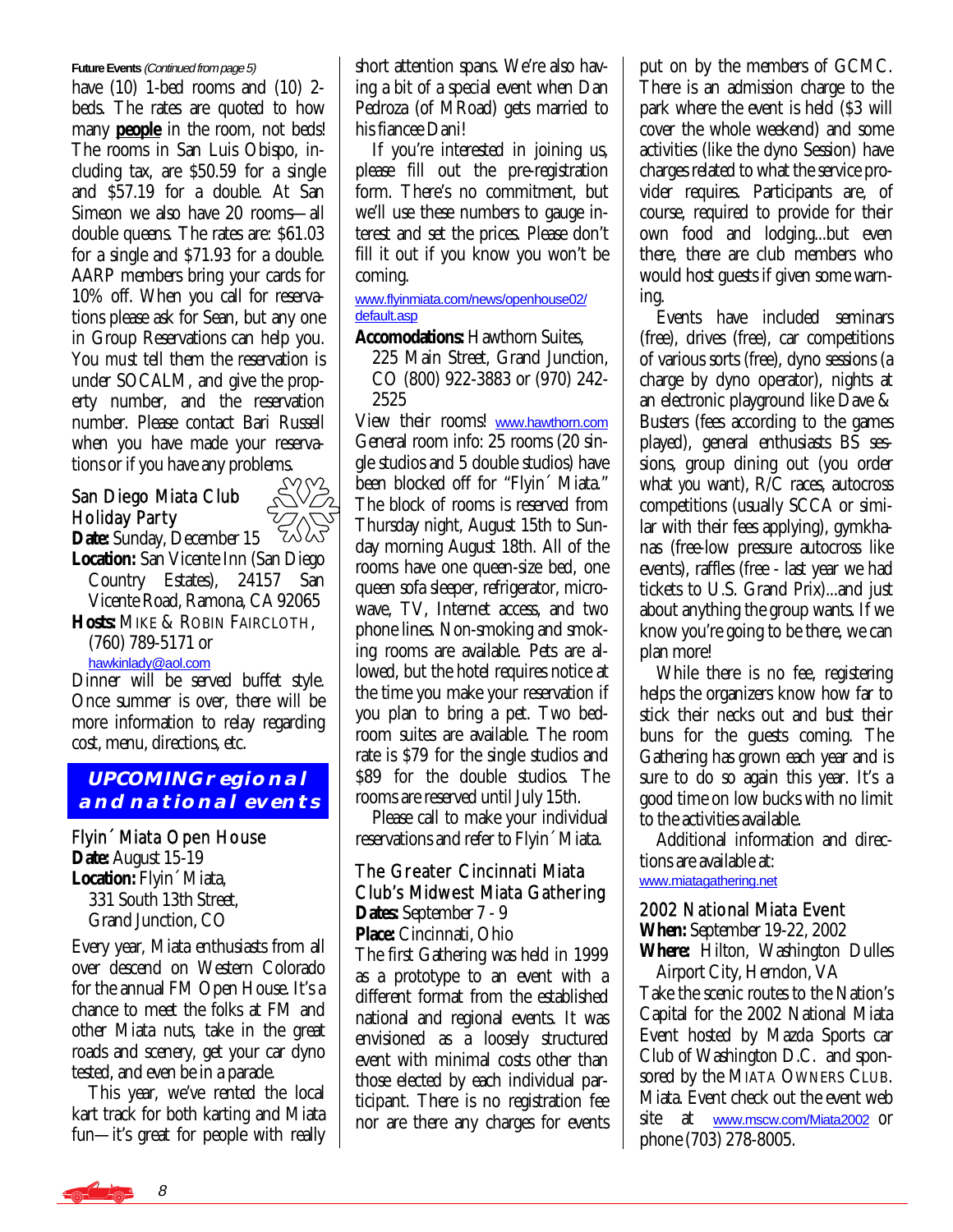**Future Events** *(Continued from page 5)*

have (10) 1-bed rooms and (10) 2-beds. The rates are quoted to how many **people** in the room, not beds! The rooms in San Luis Obispo, including tax, are $50.59 for a single and $57.19 for a double. At San Simeon we also have 20 rooms—all double queens. The rates are: $61.03 for a single and $71.93 for a double. AARP members bring your cards for 10% off. When you call for reservations please ask for Sean, but any one in Group Reservations can help you. You must tell them the reservation is under SOCALM, and give the property number, and the reservation number. Please contact Bari Russell when you have made your reservations or if you have any problems.

### San Diego Miata Club Holiday Party

**Date:** Sunday, December 15

**Location:** San Vicente Inn (San Diego Country Estates), 24157 San Vicente Road, Ramona, CA 92065

**Hosts:** MIKE & ROBIN FAIRCLOTH, (760) 789-5171 or hawkinlady@aol.com

Dinner will be served buffet style. Once summer is over, there will be more information to relay regarding cost, menu, directions, etc.

## UPCOMING regional and national events

### Flyin´ Miata Open House

**Date:** August 15-19

**Location:** Flyin´ Miata, 331 South 13th Street, Grand Junction, CO

Every year, Miata enthusiasts from all over descend on Western Colorado for the annual FM Open House. It's a chance to meet the folks at FM and other Miata nuts, take in the great roads and scenery, get your car dyno tested, and even be in a parade.

This year, we've rented the local kart track for both karting and Miata fun—it's great for people with really short attention spans. We're also having a bit of a special event when Dan Pedroza (of MRoad) gets married to his fiancee Dani!

If you're interested in joining us, please fill out the pre-registration form. There's no commitment, but we'll use these numbers to gauge interest and set the prices. Please don't fill it out if you know you won't be coming.

www.flyinmiata.com/news/openhouse02/default.asp

**Accomodations:** Hawthorn Suites, 225 Main Street, Grand Junction, CO (800) 922-3883 or (970) 242-2525

View their rooms! www.hawthorn.com

General room info: 25 rooms (20 single studios and 5 double studios) have been blocked off for "Flyin´ Miata." The block of rooms is reserved from Thursday night, August 15th to Sunday morning August 18th. All of the rooms have one queen-size bed, one queen sofa sleeper, refrigerator, microwave, TV, Internet access, and two phone lines. Non-smoking and smoking rooms are available. Pets are allowed, but the hotel requires notice at the time you make your reservation if you plan to bring a pet. Two bedroom suites are available. The room rate is $79 for the single studios and $89 for the double studios. The rooms are reserved until July 15th.

Please call to make your individual reservations and refer to Flyin´ Miata.

### The Greater Cincinnati Miata Club's Midwest Miata Gathering

**Dates:** September 7 - 9

**Place:** Cincinnati, Ohio

The first Gathering was held in 1999 as a prototype to an event with a different format from the established national and regional events. It was envisioned as a loosely structured event with minimal costs other than those elected by each individual participant. There is no registration fee nor are there any charges for events put on by the members of GCMC. There is an admission charge to the park where the event is held ($3 will cover the whole weekend) and some activities (like the dyno Session) have charges related to what the service provider requires. Participants are, of course, required to provide for their own food and lodging...but even there, there are club members who would host guests if given some warning.

Events have included seminars (free), drives (free), car competitions of various sorts (free), dyno sessions (a charge by dyno operator), nights at an electronic playground like Dave & Busters (fees according to the games played), general enthusiasts BS sessions, group dining out (you order what you want), R/C races, autocross competitions (usually SCCA or similar with their fees applying), gymkhanas (free-low pressure autocross like events), raffles (free - last year we had tickets to U.S. Grand Prix)...and just about anything the group wants. If we know you're going to be there, we can plan more!

While there is no fee, registering helps the organizers know how far to stick their necks out and bust their buns for the guests coming. The Gathering has grown each year and is sure to do so again this year. It's a good time on low bucks with no limit to the activities available.

Additional information and directions are available at: www.miatagathering.net

### 2002 National Miata Event

**When:** September 19-22, 2002

**Where:** Hilton, Washington Dulles Airport City, Herndon, VA

Take the scenic routes to the Nation's Capital for the 2002 National Miata Event hosted by Mazda Sports car Club of Washington D.C. and sponsored by the MIATA OWNERS CLUB. Miata. Event check out the event web site at www.mscw.com/Miata2002 or phone (703) 278-8005.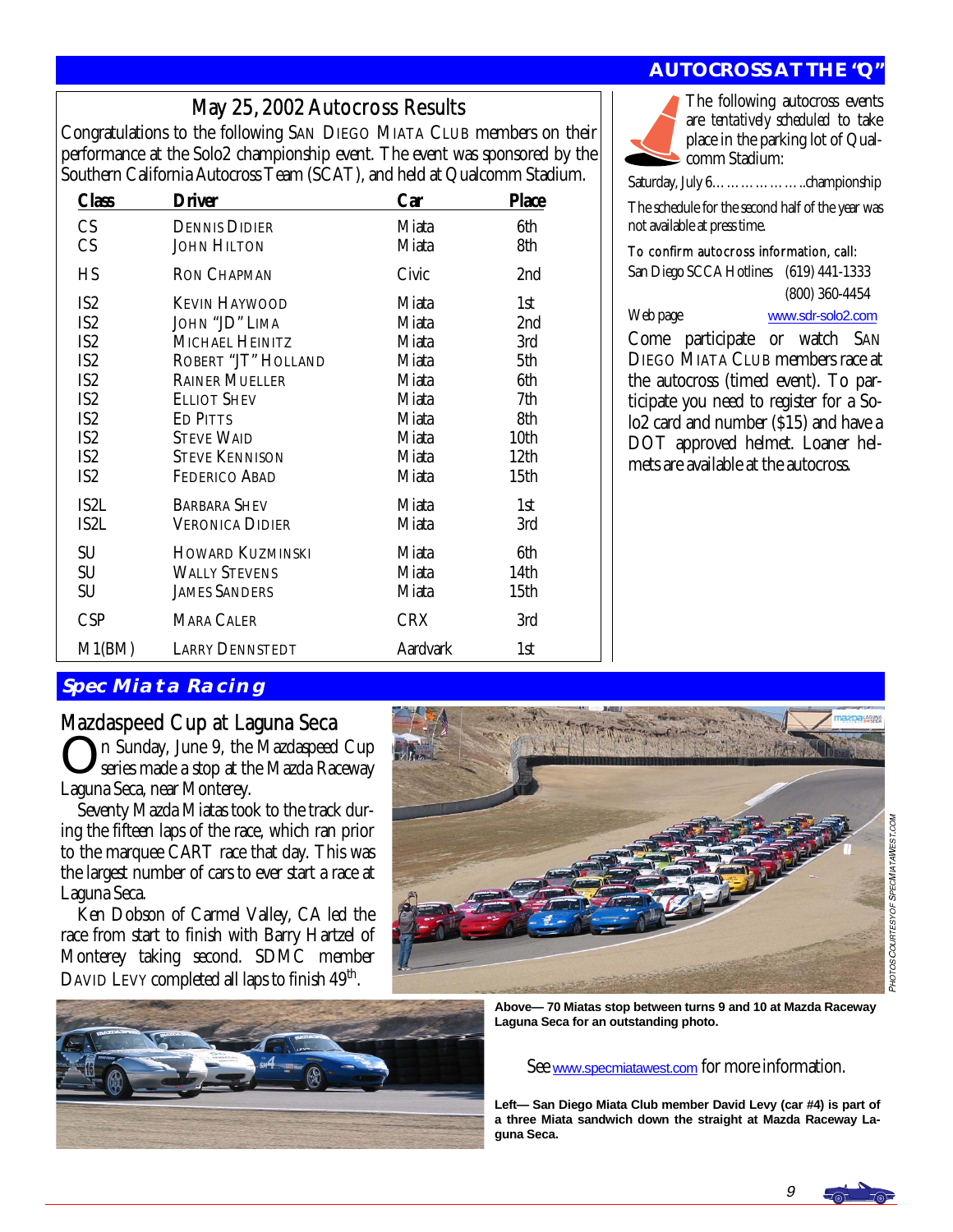## AUTOCROSS AT THE "Q"

### May 25, 2002 Autocross Results

Congratulations to the following SAN DIEGO MIATA CLUB members on their performance at the Solo2 championship event. The event was sponsored by the Southern California Autocross Team (SCAT), and held at Qualcomm Stadium.

| Class | Driver | Car | Place |
|---|---|---|---|
| CS | DENNIS DIDIER | Miata | 6th |
| CS | JOHN HILTON | Miata | 8th |
| HS | RON CHAPMAN | Civic | 2nd |
| IS2 | KEVIN HAYWOOD | Miata | 1st |
| IS2 | JOHN "JD" LIMA | Miata | 2nd |
| IS2 | MICHAEL HEINITZ | Miata | 3rd |
| IS2 | ROBERT "JT" HOLLAND | Miata | 5th |
| IS2 | RAINER MUELLER | Miata | 6th |
| IS2 | ELLIOT SHEV | Miata | 7th |
| IS2 | ED PITTS | Miata | 8th |
| IS2 | STEVE WAID | Miata | 10th |
| IS2 | STEVE KENNISON | Miata | 12th |
| IS2 | FEDERICO ABAD | Miata | 15th |
| IS2L | BARBARA SHEV | Miata | 1st |
| IS2L | VERONICA DIDIER | Miata | 3rd |
| SU | HOWARD KUZMINSKI | Miata | 6th |
| SU | WALLY STEVENS | Miata | 14th |
| SU | JAMES SANDERS | Miata | 15th |
| CSP | MARA CALER | CRX | 3rd |
| M1(BM) | LARRY DENNSTEDT | Aardvark | 1st |

The following autocross events are tentatively scheduled to take place in the parking lot of Qualcomm Stadium:

Saturday, July 6………………..championship

The schedule for the second half of the year was not available at press time.

To confirm autocross information, call:

San Diego SCCA Hotlines (619) 441-1333
(800) 360-4454

Web page www.sdr-solo2.com

Come participate or watch SAN DIEGO MIATA CLUB members race at the autocross (timed event). To participate you need to register for a Solo2 card and number ($15) and have a DOT approved helmet. Loaner helmets are available at the autocross.

## Spec Miata Racing

### Mazdaspeed Cup at Laguna Seca

On Sunday, June 9, the Mazdaspeed Cup series made a stop at the Mazda Raceway Laguna Seca, near Monterey.

Seventy Mazda Miatas took to the track during the fifteen laps of the race, which ran prior to the marquee CART race that day. This was the largest number of cars to ever start a race at Laguna Seca.

Ken Dobson of Carmel Valley, CA led the race from start to finish with Barry Hartzel of Monterey taking second. SDMC member DAVID LEVY completed all laps to finish 49th.

*PHOTOS COURTESY OF SPECMIATAWEST.COM*

**Above— 70 Miatas stop between turns 9 and 10 at Mazda Raceway Laguna Seca for an outstanding photo.**

See www.specmiatawest.com for more information.

**Left— San Diego Miata Club member David Levy (car #4) is part of a three Miata sandwich down the straight at Mazda Raceway Laguna Seca.**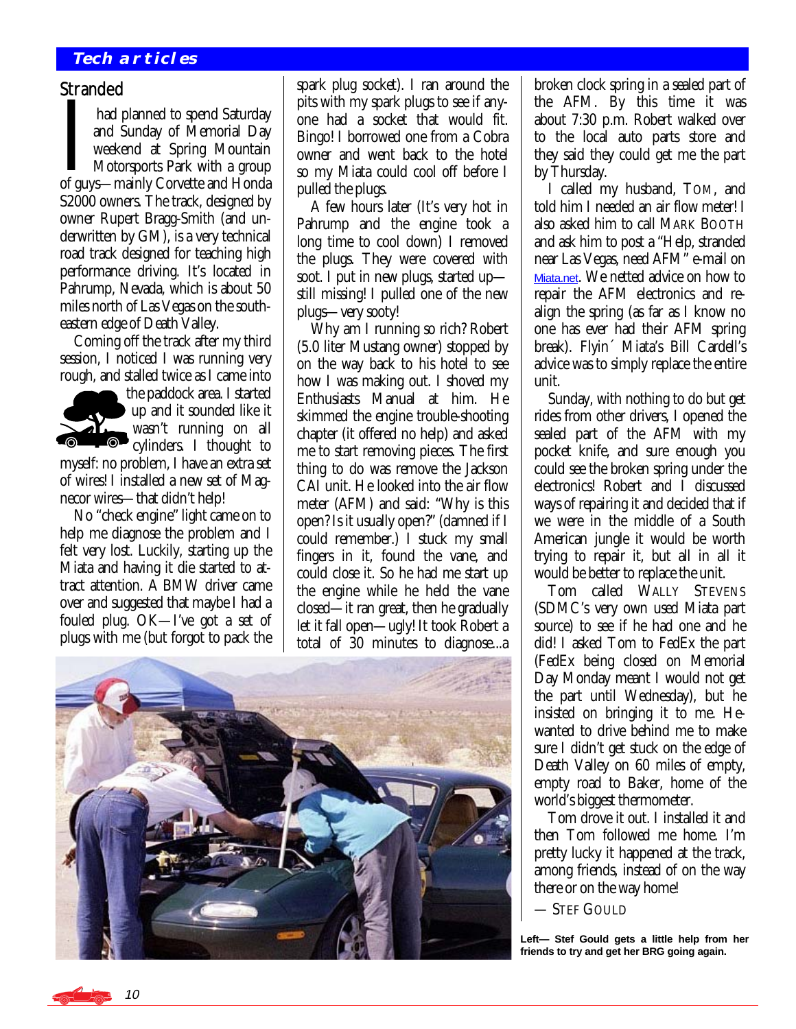## Tech articles

# Stranded

I had planned to spend Saturday and Sunday of Memorial Day weekend at Spring Mountain Motorsports Park with a group of guys—mainly Corvette and Honda S2000 owners. The track, designed by owner Rupert Bragg-Smith (and underwritten by GM), is a very technical road track designed for teaching high performance driving. It's located in Pahrump, Nevada, which is about 50 miles north of Las Vegas on the southeastern edge of Death Valley.

Coming off the track after my third session, I noticed I was running very rough, and stalled twice as I came into the paddock area. I started up and it sounded like it wasn't running on all cylinders. I thought to myself: no problem, I have an extra set of wires! I installed a new set of Magnecor wires—that didn't help!

No "check engine" light came on to help me diagnose the problem and I felt very lost. Luckily, starting up the Miata and having it die started to attract attention. A BMW driver came over and suggested that maybe I had a fouled plug. OK—I've got a set of plugs with me (but forgot to pack the spark plug socket). I ran around the pits with my spark plugs to see if anyone had a socket that would fit. Bingo! I borrowed one from a Cobra owner and went back to the hotel so my Miata could cool off before I pulled the plugs.

A few hours later (It's very hot in Pahrump and the engine took a long time to cool down) I removed the plugs. They were covered with soot. I put in new plugs, started up—still missing! I pulled one of the new plugs—very sooty!

Why am I running so rich? Robert (5.0 liter Mustang owner) stopped by on the way back to his hotel to see how I was making out. I shoved my Enthusiasts Manual at him. He skimmed the engine trouble-shooting chapter (it offered no help) and asked me to start removing pieces. The first thing to do was remove the Jackson CAI unit. He looked into the air flow meter (AFM) and said: "Why is this open? Is it usually open?" (damned if I could remember.) I stuck my small fingers in it, found the vane, and could close it. So he had me start up the engine while he held the vane closed—it ran great, then he gradually let it fall open—ugly! It took Robert a total of 30 minutes to diagnose...a broken clock spring in a sealed part of the AFM. By this time it was about 7:30 p.m. Robert walked over to the local auto parts store and they said they could get me the part by Thursday.

I called my husband, Tom, and told him I needed an air flow meter! I also asked him to call Mark Booth and ask him to post a "Help, stranded near Las Vegas, need AFM" e-mail on Miata.net. We netted advice on how to repair the AFM electronics and realign the spring (as far as I know no one has ever had their AFM spring break). Flyin´ Miata's Bill Cardell's advice was to simply replace the entire unit.

Sunday, with nothing to do but get rides from other drivers, I opened the sealed part of the AFM with my pocket knife, and sure enough you could see the broken spring under the electronics! Robert and I discussed ways of repairing it and decided that if we were in the middle of a South American jungle it would be worth trying to repair it, but all in all it would be better to replace the unit.

Tom called Wally Stevens (SDMC's very own used Miata part source) to see if he had one and he did! I asked Tom to FedEx the part (FedEx being closed on Memorial Day Monday meant I would not get the part until Wednesday), but he insisted on bringing it to me. He wanted to drive behind me to make sure I didn't get stuck on the edge of Death Valley on 60 miles of empty, empty road to Baker, home of the world's biggest thermometer.

Tom drove it out. I installed it and then Tom followed me home. I'm pretty lucky it happened at the track, among friends, instead of on the way there or on the way home!

— Stef Gould

**Left— Stef Gould gets a little help from her friends to try and get her BRG going again.**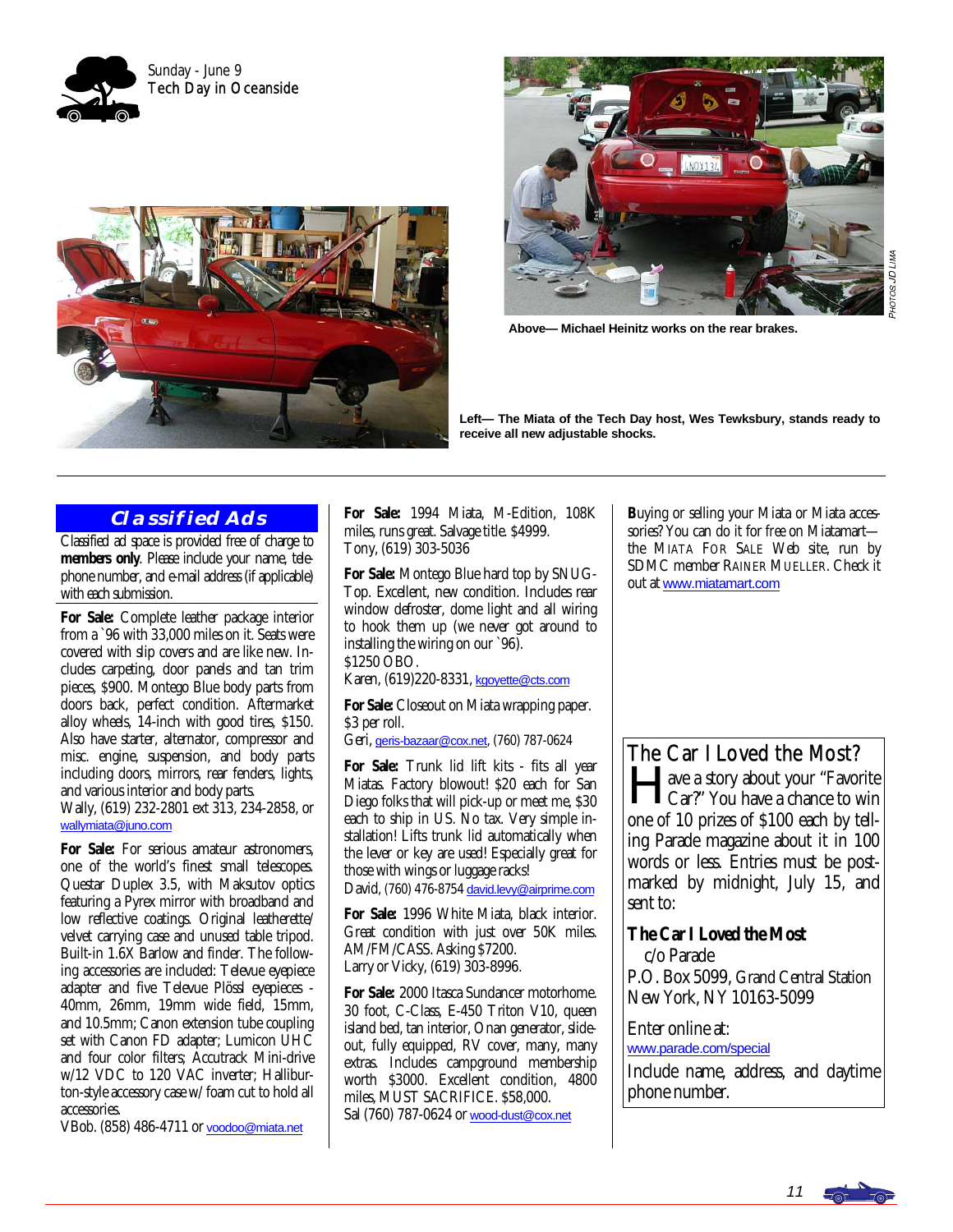Sunday - June 9
Tech Day in Oceanside

PHOTOS JD LIMA

Above— Michael Heinitz works on the rear brakes.

Left— The Miata of the Tech Day host, Wes Tewksbury, stands ready to receive all new adjustable shocks.

## Classified Ads

Classified ad space is provided free of charge to **members only**. Please include your name, telephone number, and e-mail address (if applicable) with each submission.

**For Sale:** Complete leather package interior from a `96 with 33,000 miles on it. Seats were covered with slip covers and are like new. Includes carpeting, door panels and tan trim pieces, $900. Montego Blue body parts from doors back, perfect condition. Aftermarket alloy wheels, 14-inch with good tires, $150. Also have starter, alternator, compressor and misc. engine, suspension, and body parts including doors, mirrors, rear fenders, lights, and various interior and body parts.
Wally, (619) 232-2801 ext 313, 234-2858, or wallymiata@juno.com

**For Sale:** For serious amateur astronomers, one of the world's finest small telescopes. Questar Duplex 3.5, with Maksutov optics featuring a Pyrex mirror with broadband and low reflective coatings. Original leatherette/velvet carrying case and unused table tripod. Built-in 1.6X Barlow and finder. The following accessories are included: Televue eyepiece adapter and five Televue Plössl eyepieces - 40mm, 26mm, 19mm wide field, 15mm, and 10.5mm; Canon extension tube coupling set with Canon FD adapter; Lumicon UHC and four color filters; Accutrack Mini-drive w/12 VDC to 120 VAC inverter; Halliburton-style accessory case w/ foam cut to hold all accessories.
VBob. (858) 486-4711 or voodoo@miata.net

**For Sale:** 1994 Miata, M-Edition, 108K miles, runs great. Salvage title. $4999.
Tony, (619) 303-5036

**For Sale:** Montego Blue hard top by SNUG-Top. Excellent, new condition. Includes rear window defroster, dome light and all wiring to hook them up (we never got around to installing the wiring on our `96).
$1250 OBO.
Karen, (619)220-8331, kgoyette@cts.com

**For Sale:** Closeout on Miata wrapping paper. $3 per roll.
Geri, geris-bazaar@cox.net, (760) 787-0624

**For Sale:** Trunk lid lift kits - fits all year Miatas. Factory blowout! $20 each for San Diego folks that will pick-up or meet me, $30 each to ship in US. No tax. Very simple installation! Lifts trunk lid automatically when the lever or key are used! Especially great for those with wings or luggage racks!
David, (760) 476-8754 david.levy@airprime.com

**For Sale:** 1996 White Miata, black interior. Great condition with just over 50K miles. AM/FM/CASS. Asking $7200.
Larry or Vicky, (619) 303-8996.

**For Sale:** 2000 Itasca Sundancer motorhome. 30 foot, C-Class, E-450 Triton V10, queen island bed, tan interior, Onan generator, slide-out, fully equipped, RV cover, many, many extras. Includes campground membership worth $3000. Excellent condition, 4800 miles, MUST SACRIFICE. $58,000.
Sal (760) 787-0624 or wood-dust@cox.net

**B**uying or selling your Miata or Miata accessories? You can do it for free on Miatamart—the MIATA FOR SALE Web site, run by SDMC member RAINER MUELLER. Check it out at www.miatamart.com

## The Car I Loved the Most?

Have a story about your "Favorite Car?" You have a chance to win one of 10 prizes of $100 each by telling Parade magazine about it in 100 words or less. Entries must be postmarked by midnight, July 15, and sent to:

**The Car I Loved the Most**
c/o Parade
P.O. Box 5099, Grand Central Station
New York, NY 10163-5099

Enter online at:
www.parade.com/special

Include name, address, and daytime phone number.